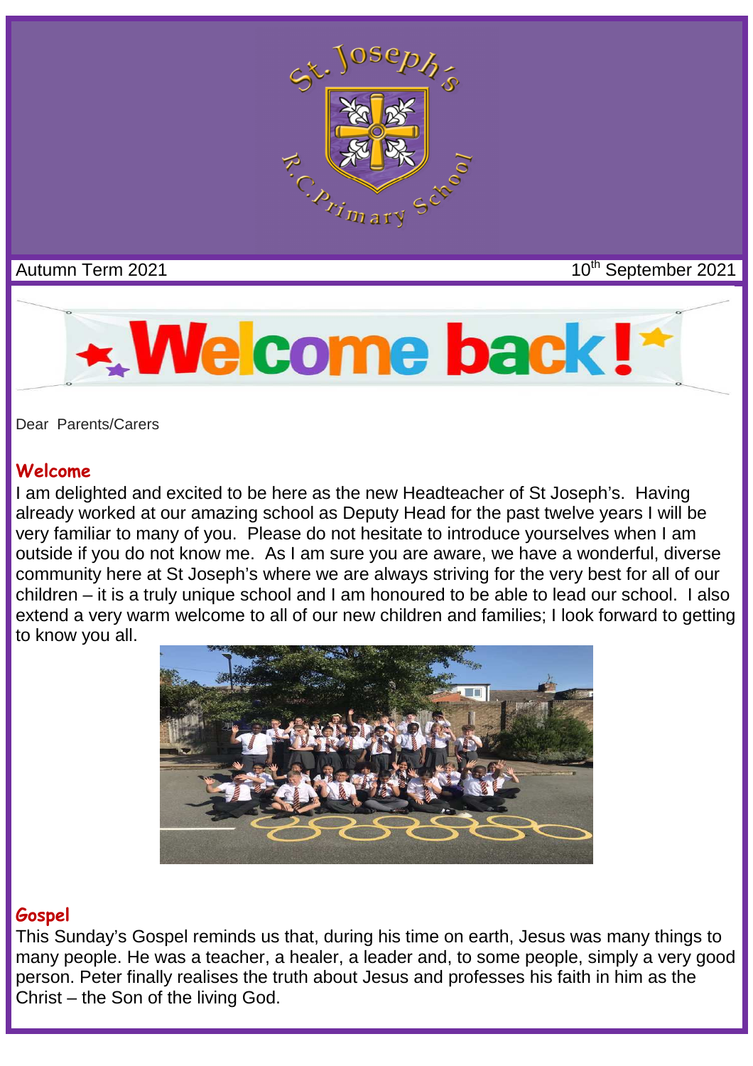St. Joseph's R.C. Primary School

Autumn Term 2021 10th September 2021

# Welcome back!

Dear Parents/Carers

## Welcome

I am delighted and excited to be here as the new Headteacher of St Joseph's. Having already worked at our amazing school as Deputy Head for the past twelve years I will be very familiar to many of you. Please do not hesitate to introduce yourselves when I am outside if you do not know me. As I am sure you are aware, we have a wonderful, diverse community here at St Joseph's where we are always striving for the very best for all of our children – it is a truly unique school and I am honoured to be able to lead our school. I also extend a very warm welcome to all of our new children and families; I look forward to getting to know you all.

## Gospel

This Sunday's Gospel reminds us that, during his time on earth, Jesus was many things to many people. He was a teacher, a healer, a leader and, to some people, simply a very good person. Peter finally realises the truth about Jesus and professes his faith in him as the Christ – the Son of the living God.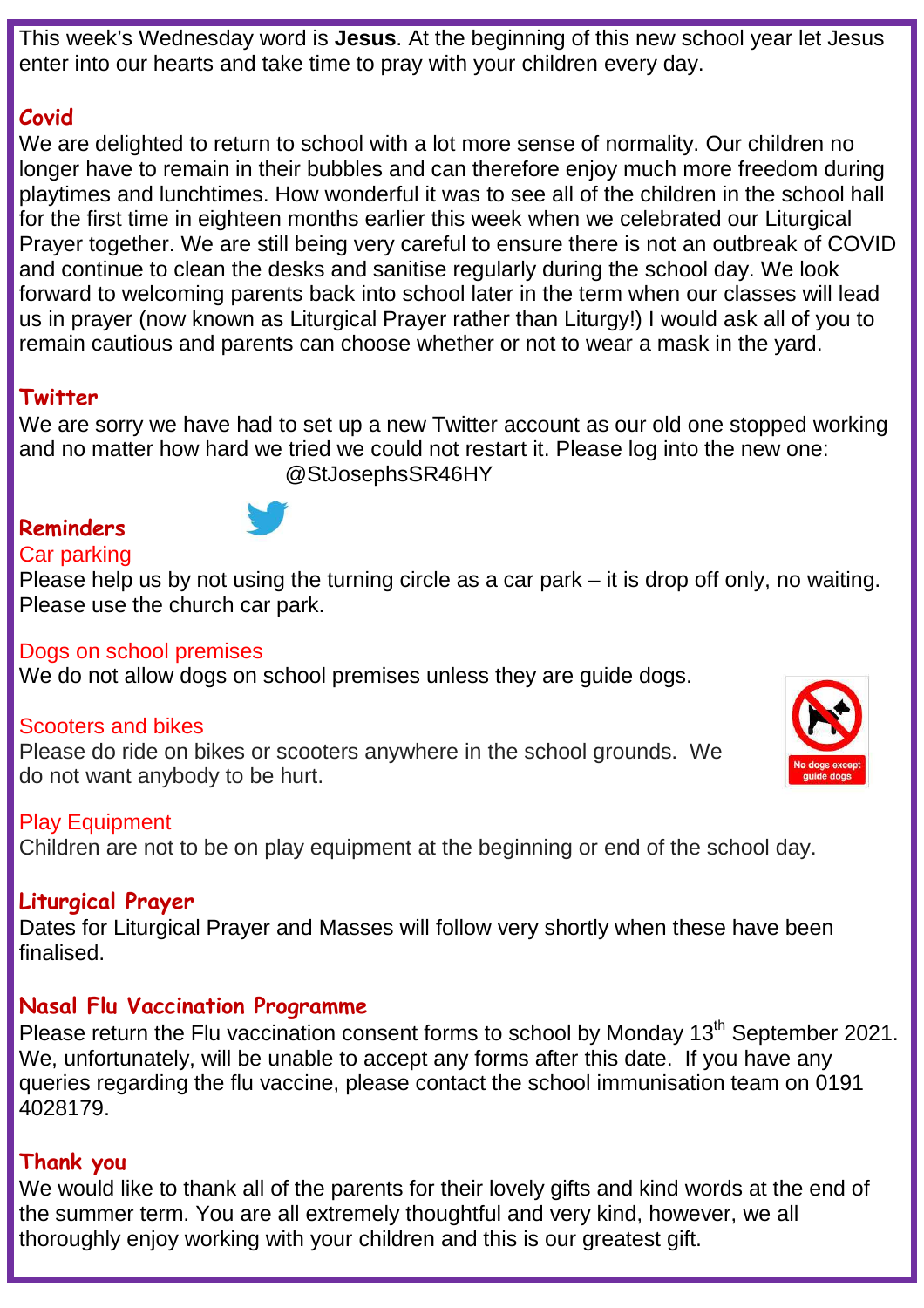This week's Wednesday word is **Jesus**. At the beginning of this new school year let Jesus enter into our hearts and take time to pray with your children every day.

## Covid

We are delighted to return to school with a lot more sense of normality. Our children no longer have to remain in their bubbles and can therefore enjoy much more freedom during playtimes and lunchtimes. How wonderful it was to see all of the children in the school hall for the first time in eighteen months earlier this week when we celebrated our Liturgical Prayer together. We are still being very careful to ensure there is not an outbreak of COVID and continue to clean the desks and sanitise regularly during the school day. We look forward to welcoming parents back into school later in the term when our classes will lead us in prayer (now known as Liturgical Prayer rather than Liturgy!) I would ask all of you to remain cautious and parents can choose whether or not to wear a mask in the yard.

## Twitter

We are sorry we have had to set up a new Twitter account as our old one stopped working and no matter how hard we tried we could not restart it. Please log into the new one: @StJosephsSR46HY

## Reminders

### Car parking

Please help us by not using the turning circle as a car park – it is drop off only, no waiting. Please use the church car park.

### Dogs on school premises

We do not allow dogs on school premises unless they are guide dogs.

### Scooters and bikes

Please do ride on bikes or scooters anywhere in the school grounds. We do not want anybody to be hurt.

### Play Equipment

Children are not to be on play equipment at the beginning or end of the school day.

## Liturgical Prayer

Dates for Liturgical Prayer and Masses will follow very shortly when these have been finalised.

## Nasal Flu Vaccination Programme

Please return the Flu vaccination consent forms to school by Monday 13th September 2021. We, unfortunately, will be unable to accept any forms after this date. If you have any queries regarding the flu vaccine, please contact the school immunisation team on 0191 4028179.

## Thank you

We would like to thank all of the parents for their lovely gifts and kind words at the end of the summer term. You are all extremely thoughtful and very kind, however, we all thoroughly enjoy working with your children and this is our greatest gift.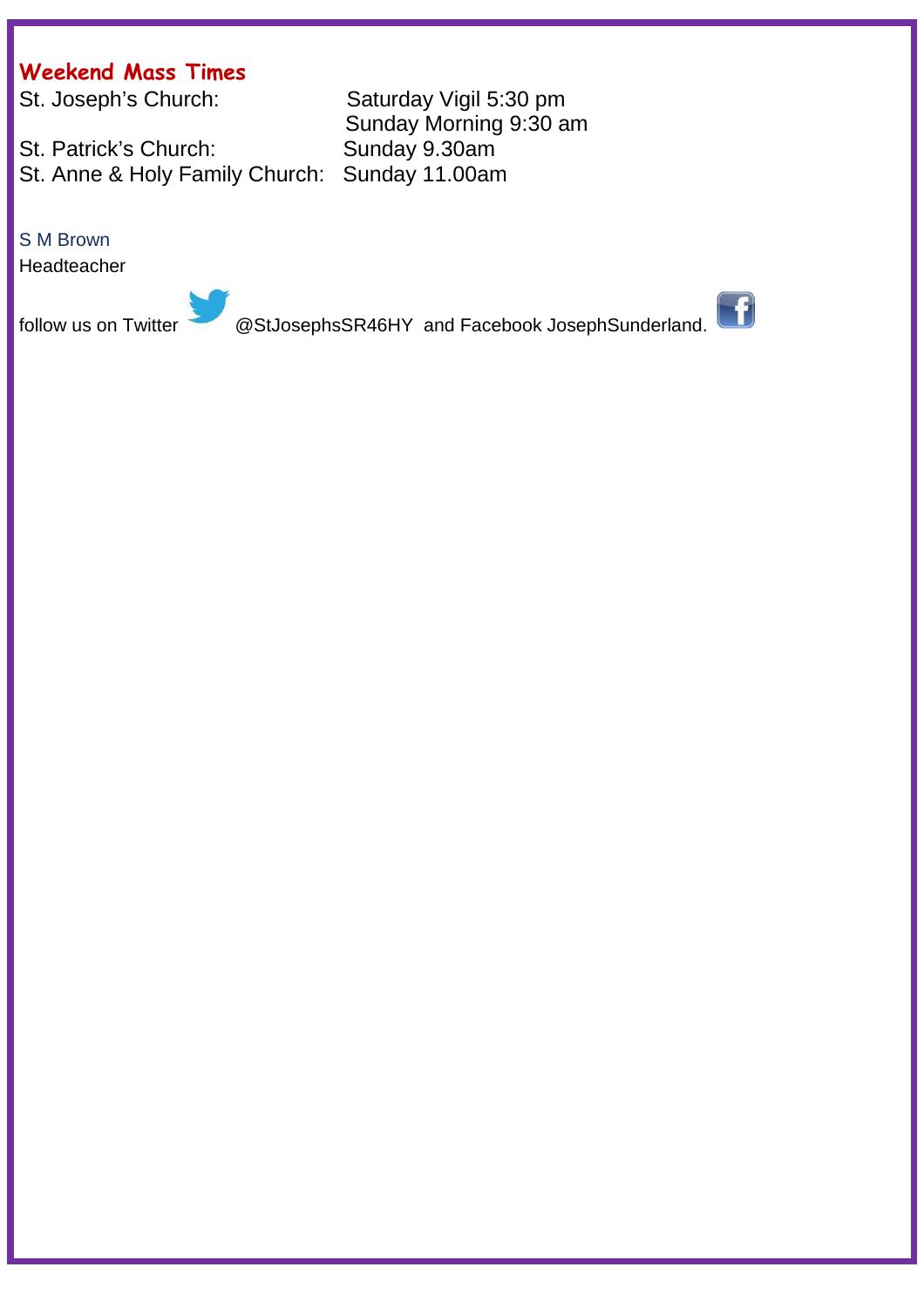## Weekend Mass Times

| | |
|---|---|
| St. Joseph's Church: | Saturday Vigil 5:30 pm |
| | Sunday Morning 9:30 am |
| St. Patrick's Church: | Sunday 9.30am |
| St. Anne & Holy Family Church: | Sunday 11.00am |

S M Brown
Headteacher

follow us on Twitter @StJosephsSR46HY and Facebook JosephSunderland.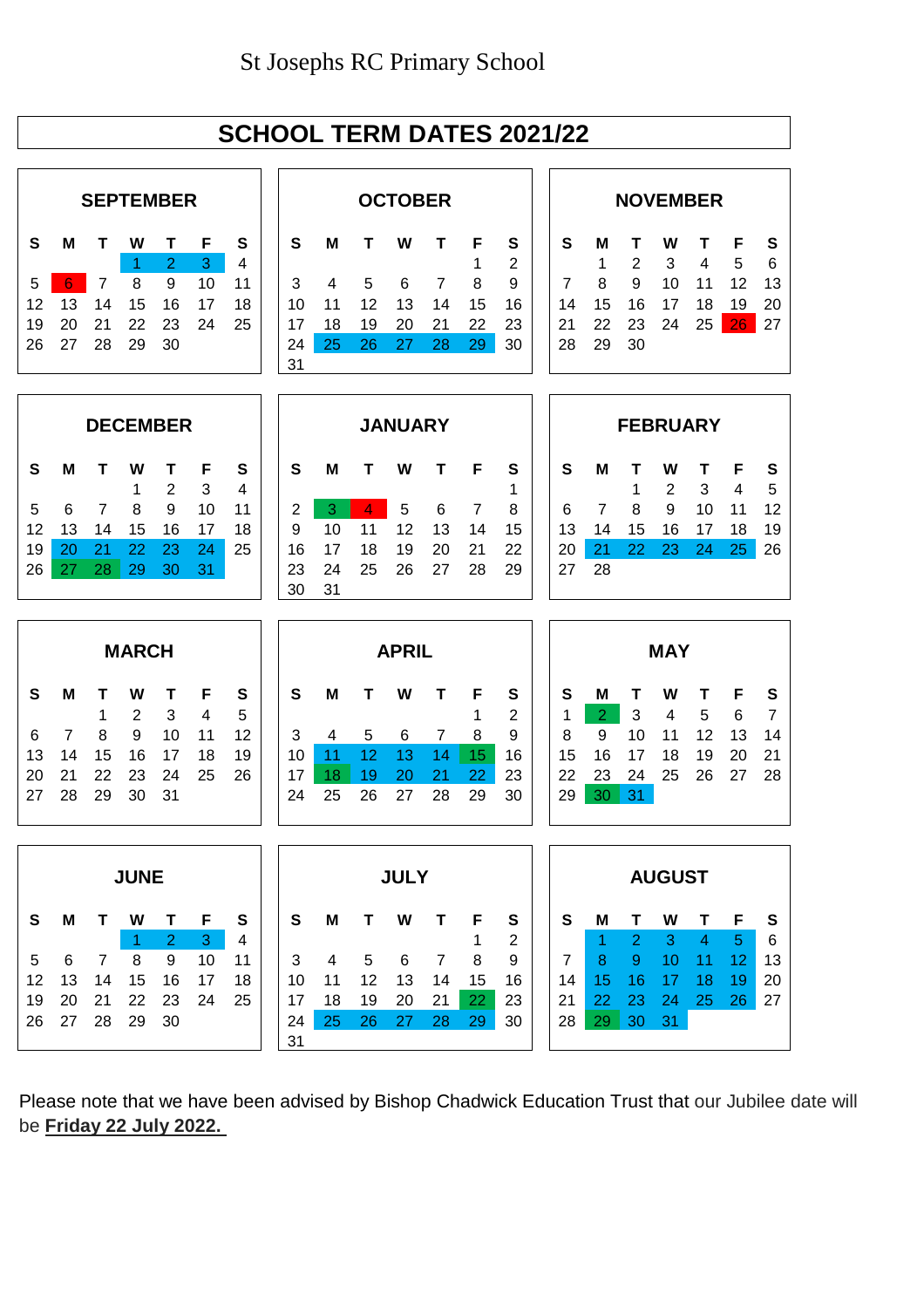St Josephs RC Primary School

# SCHOOL TERM DATES 2021/22

## SEPTEMBER

| S | M | T | W | T | F | S |
|---|---|---|---|---|---|---|
| | | | 1 | 2 | 3 | 4 |
| 5 | 6 | 7 | 8 | 9 | 10 | 11 |
| 12 | 13 | 14 | 15 | 16 | 17 | 18 |
| 19 | 20 | 21 | 22 | 23 | 24 | 25 |
| 26 | 27 | 28 | 29 | 30 | | |

## OCTOBER

| S | M | T | W | T | F | S |
|---|---|---|---|---|---|---|
| | | | | | 1 | 2 |
| 3 | 4 | 5 | 6 | 7 | 8 | 9 |
| 10 | 11 | 12 | 13 | 14 | 15 | 16 |
| 17 | 18 | 19 | 20 | 21 | 22 | 23 |
| 24 | 25 | 26 | 27 | 28 | 29 | 30 |
| 31 | | | | | | |

## NOVEMBER

| S | M | T | W | T | F | S |
|---|---|---|---|---|---|---|
| | 1 | 2 | 3 | 4 | 5 | 6 |
| 7 | 8 | 9 | 10 | 11 | 12 | 13 |
| 14 | 15 | 16 | 17 | 18 | 19 | 20 |
| 21 | 22 | 23 | 24 | 25 | 26 | 27 |
| 28 | 29 | 30 | | | | |

## DECEMBER

| S | M | T | W | T | F | S |
|---|---|---|---|---|---|---|
| | | | 1 | 2 | 3 | 4 |
| 5 | 6 | 7 | 8 | 9 | 10 | 11 |
| 12 | 13 | 14 | 15 | 16 | 17 | 18 |
| 19 | 20 | 21 | 22 | 23 | 24 | 25 |
| 26 | 27 | 28 | 29 | 30 | 31 | |

## JANUARY

| S | M | T | W | T | F | S |
|---|---|---|---|---|---|---|
| | | | | | | 1 |
| 2 | 3 | 4 | 5 | 6 | 7 | 8 |
| 9 | 10 | 11 | 12 | 13 | 14 | 15 |
| 16 | 17 | 18 | 19 | 20 | 21 | 22 |
| 23 | 24 | 25 | 26 | 27 | 28 | 29 |
| 30 | 31 | | | | | |

## FEBRUARY

| S | M | T | W | T | F | S |
|---|---|---|---|---|---|---|
| | | 1 | 2 | 3 | 4 | 5 |
| 6 | 7 | 8 | 9 | 10 | 11 | 12 |
| 13 | 14 | 15 | 16 | 17 | 18 | 19 |
| 20 | 21 | 22 | 23 | 24 | 25 | 26 |
| 27 | 28 | | | | | |

## MARCH

| S | M | T | W | T | F | S |
|---|---|---|---|---|---|---|
| | | 1 | 2 | 3 | 4 | 5 |
| 6 | 7 | 8 | 9 | 10 | 11 | 12 |
| 13 | 14 | 15 | 16 | 17 | 18 | 19 |
| 20 | 21 | 22 | 23 | 24 | 25 | 26 |
| 27 | 28 | 29 | 30 | 31 | | |

## APRIL

| S | M | T | W | T | F | S |
|---|---|---|---|---|---|---|
| | | | | | 1 | 2 |
| 3 | 4 | 5 | 6 | 7 | 8 | 9 |
| 10 | 11 | 12 | 13 | 14 | 15 | 16 |
| 17 | 18 | 19 | 20 | 21 | 22 | 23 |
| 24 | 25 | 26 | 27 | 28 | 29 | 30 |

## MAY

| S | M | T | W | T | F | S |
|---|---|---|---|---|---|---|
| 1 | 2 | 3 | 4 | 5 | 6 | 7 |
| 8 | 9 | 10 | 11 | 12 | 13 | 14 |
| 15 | 16 | 17 | 18 | 19 | 20 | 21 |
| 22 | 23 | 24 | 25 | 26 | 27 | 28 |
| 29 | 30 | 31 | | | | |

## JUNE

| S | M | T | W | T | F | S |
|---|---|---|---|---|---|---|
| | | | 1 | 2 | 3 | 4 |
| 5 | 6 | 7 | 8 | 9 | 10 | 11 |
| 12 | 13 | 14 | 15 | 16 | 17 | 18 |
| 19 | 20 | 21 | 22 | 23 | 24 | 25 |
| 26 | 27 | 28 | 29 | 30 | | |

## JULY

| S | M | T | W | T | F | S |
|---|---|---|---|---|---|---|
| | | | | | 1 | 2 |
| 3 | 4 | 5 | 6 | 7 | 8 | 9 |
| 10 | 11 | 12 | 13 | 14 | 15 | 16 |
| 17 | 18 | 19 | 20 | 21 | 22 | 23 |
| 24 | 25 | 26 | 27 | 28 | 29 | 30 |
| 31 | | | | | | |

## AUGUST

| S | M | T | W | T | F | S |
|---|---|---|---|---|---|---|
| | 1 | 2 | 3 | 4 | 5 | 6 |
| 7 | 8 | 9 | 10 | 11 | 12 | 13 |
| 14 | 15 | 16 | 17 | 18 | 19 | 20 |
| 21 | 22 | 23 | 24 | 25 | 26 | 27 |
| 28 | 29 | 30 | 31 | | | |

Please note that we have been advised by Bishop Chadwick Education Trust that our Jubilee date will be **Friday 22 July 2022.**